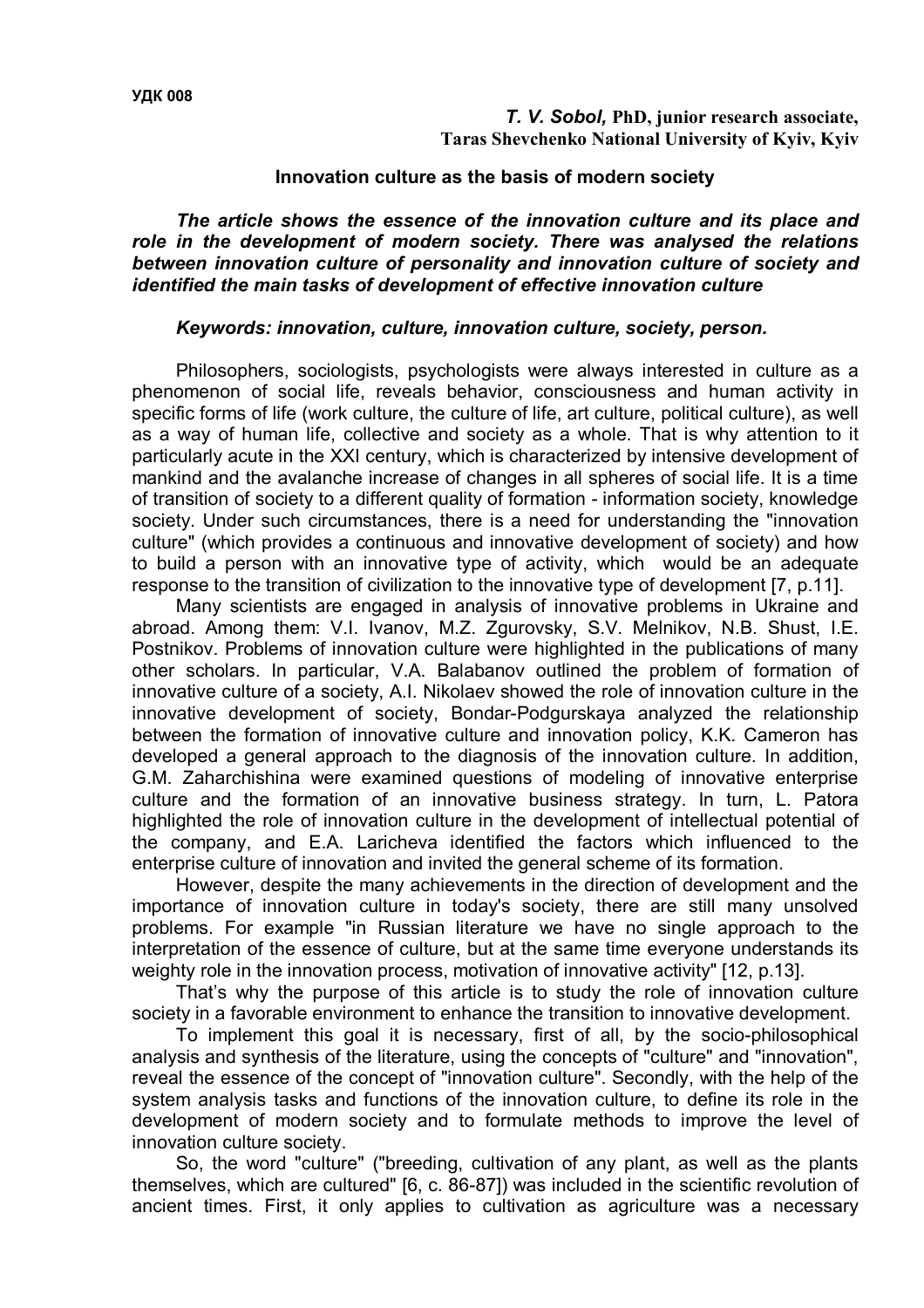УДК 008

***T. V. Sobol,* PhD, junior research associate,**
**Taras Shevchenko National University of Kyiv, Kyiv**

# Innovation culture as the basis of modern society

***The article shows the essence of the innovation culture and its place and role in the development of modern society. There was analysed the relations between innovation culture of personality and innovation culture of society and identified the main tasks of development of effective innovation culture***

***Keywords: innovation, culture, innovation culture, society, person.***

Philosophers, sociologists, psychologists were always interested in culture as a phenomenon of social life, reveals behavior, consciousness and human activity in specific forms of life (work culture, the culture of life, art culture, political culture), as well as a way of human life, collective and society as a whole. That is why attention to it particularly acute in the XXI century, which is characterized by intensive development of mankind and the avalanche increase of changes in all spheres of social life. It is a time of transition of society to a different quality of formation - information society, knowledge society. Under such circumstances, there is a need for understanding the "innovation culture" (which provides a continuous and innovative development of society) and how to build a person with an innovative type of activity, which would be an adequate response to the transition of civilization to the innovative type of development [7, p.11].

Many scientists are engaged in analysis of innovative problems in Ukraine and abroad. Among them: V.I. Ivanov, M.Z. Zgurovsky, S.V. Melnikov, N.B. Shust, I.E. Postnikov. Problems of innovation culture were highlighted in the publications of many other scholars. In particular, V.A. Balabanov outlined the problem of formation of innovative culture of a society, A.I. Nikolaev showed the role of innovation culture in the innovative development of society, Bondar-Podgurskaya analyzed the relationship between the formation of innovative culture and innovation policy, K.K. Cameron has developed a general approach to the diagnosis of the innovation culture. In addition, G.M. Zaharchishina were examined questions of modeling of innovative enterprise culture and the formation of an innovative business strategy. In turn, L. Patora highlighted the role of innovation culture in the development of intellectual potential of the company, and E.A. Laricheva identified the factors which influenced to the enterprise culture of innovation and invited the general scheme of its formation.

However, despite the many achievements in the direction of development and the importance of innovation culture in today's society, there are still many unsolved problems. For example "in Russian literature we have no single approach to the interpretation of the essence of culture, but at the same time everyone understands its weighty role in the innovation process, motivation of innovative activity" [12, p.13].

That's why the purpose of this article is to study the role of innovation culture society in a favorable environment to enhance the transition to innovative development.

To implement this goal it is necessary, first of all, by the socio-philosophical analysis and synthesis of the literature, using the concepts of "culture" and "innovation", reveal the essence of the concept of "innovation culture". Secondly, with the help of the system analysis tasks and functions of the innovation culture, to define its role in the development of modern society and to formulate methods to improve the level of innovation culture society.

So, the word "culture" ("breeding, cultivation of any plant, as well as the plants themselves, which are cultured" [6, c. 86-87]) was included in the scientific revolution of ancient times. First, it only applies to cultivation as agriculture was a necessary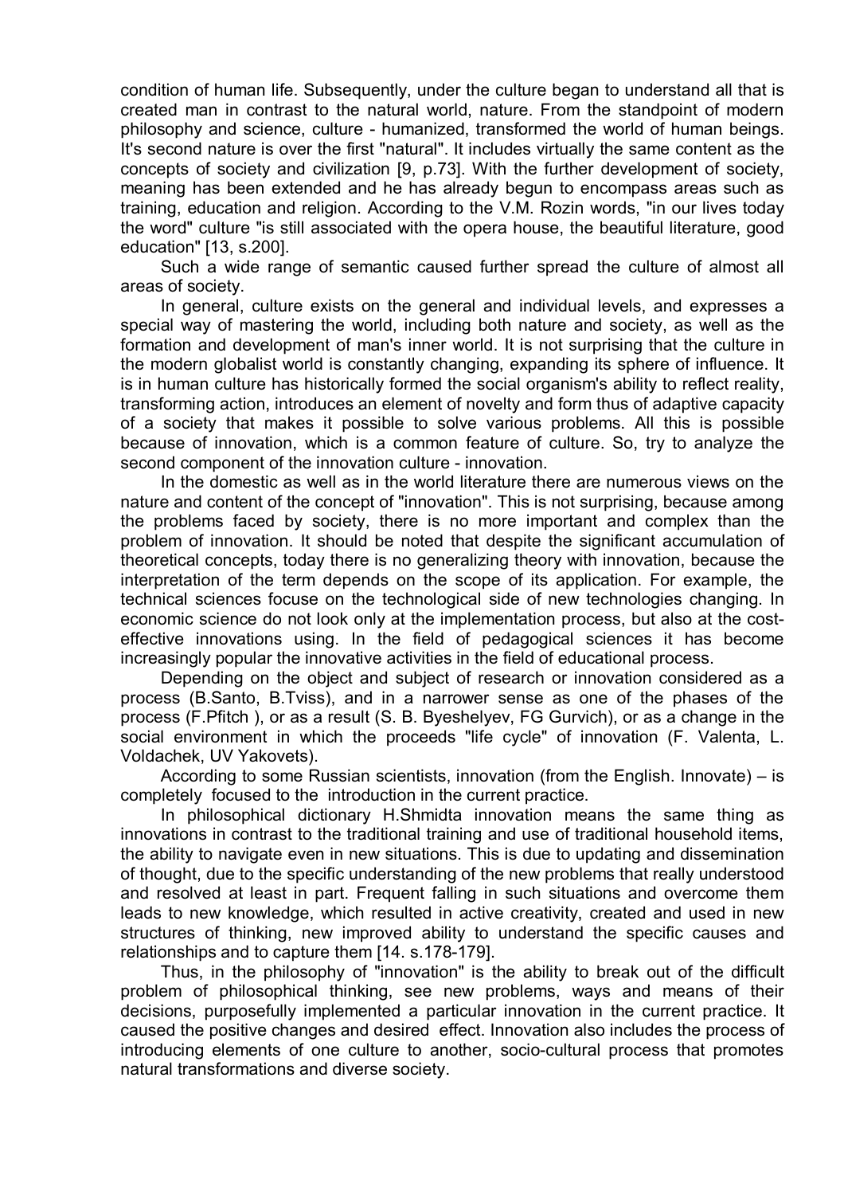condition of human life. Subsequently, under the culture began to understand all that is created man in contrast to the natural world, nature. From the standpoint of modern philosophy and science, culture - humanized, transformed the world of human beings. It's second nature is over the first "natural". It includes virtually the same content as the concepts of society and civilization [9, p.73]. With the further development of society, meaning has been extended and he has already begun to encompass areas such as training, education and religion. According to the V.M. Rozin words, "in our lives today the word" culture "is still associated with the opera house, the beautiful literature, good education" [13, s.200].

Such a wide range of semantic caused further spread the culture of almost all areas of society.

In general, culture exists on the general and individual levels, and expresses a special way of mastering the world, including both nature and society, as well as the formation and development of man's inner world. It is not surprising that the culture in the modern globalist world is constantly changing, expanding its sphere of influence. It is in human culture has historically formed the social organism's ability to reflect reality, transforming action, introduces an element of novelty and form thus of adaptive capacity of a society that makes it possible to solve various problems. All this is possible because of innovation, which is a common feature of culture. So, try to analyze the second component of the innovation culture - innovation.

In the domestic as well as in the world literature there are numerous views on the nature and content of the concept of "innovation". This is not surprising, because among the problems faced by society, there is no more important and complex than the problem of innovation. It should be noted that despite the significant accumulation of theoretical concepts, today there is no generalizing theory with innovation, because the interpretation of the term depends on the scope of its application. For example, the technical sciences focuse on the technological side of new technologies changing. In economic science do not look only at the implementation process, but also at the cost-effective innovations using. In the field of pedagogical sciences it has become increasingly popular the innovative activities in the field of educational process.

Depending on the object and subject of research or innovation considered as a process (B.Santo, B.Tviss), and in a narrower sense as one of the phases of the process (F.Pfitch ), or as a result (S. B. Byeshelyev, FG Gurvich), or as a change in the social environment in which the proceeds "life cycle" of innovation (F. Valenta, L. Voldachek, UV Yakovets).

According to some Russian scientists, innovation (from the English. Innovate) – is completely focused to the introduction in the current practice.

In philosophical dictionary H.Shmidta innovation means the same thing as innovations in contrast to the traditional training and use of traditional household items, the ability to navigate even in new situations. This is due to updating and dissemination of thought, due to the specific understanding of the new problems that really understood and resolved at least in part. Frequent falling in such situations and overcome them leads to new knowledge, which resulted in active creativity, created and used in new structures of thinking, new improved ability to understand the specific causes and relationships and to capture them [14. s.178-179].

Thus, in the philosophy of "innovation" is the ability to break out of the difficult problem of philosophical thinking, see new problems, ways and means of their decisions, purposefully implemented a particular innovation in the current practice. It caused the positive changes and desired effect. Innovation also includes the process of introducing elements of one culture to another, socio-cultural process that promotes natural transformations and diverse society.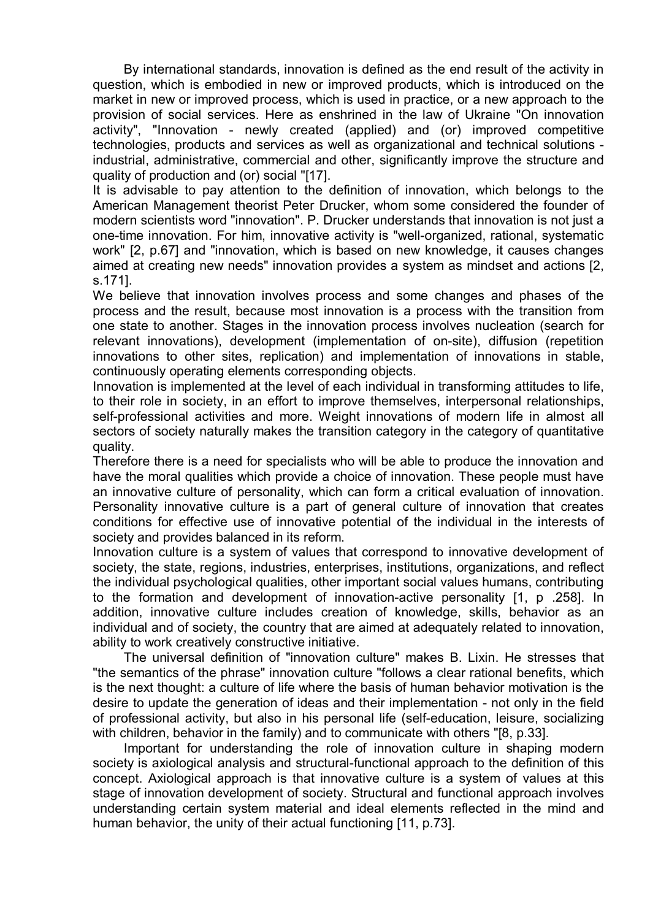By international standards, innovation is defined as the end result of the activity in question, which is embodied in new or improved products, which is introduced on the market in new or improved process, which is used in practice, or a new approach to the provision of social services. Here as enshrined in the law of Ukraine "On innovation activity", "Innovation - newly created (applied) and (or) improved competitive technologies, products and services as well as organizational and technical solutions - industrial, administrative, commercial and other, significantly improve the structure and quality of production and (or) social "[17].

It is advisable to pay attention to the definition of innovation, which belongs to the American Management theorist Peter Drucker, whom some considered the founder of modern scientists word "innovation". P. Drucker understands that innovation is not just a one-time innovation. For him, innovative activity is "well-organized, rational, systematic work" [2, p.67] and "innovation, which is based on new knowledge, it causes changes aimed at creating new needs" innovation provides a system as mindset and actions [2, s.171].

We believe that innovation involves process and some changes and phases of the process and the result, because most innovation is a process with the transition from one state to another. Stages in the innovation process involves nucleation (search for relevant innovations), development (implementation of on-site), diffusion (repetition innovations to other sites, replication) and implementation of innovations in stable, continuously operating elements corresponding objects.

Innovation is implemented at the level of each individual in transforming attitudes to life, to their role in society, in an effort to improve themselves, interpersonal relationships, self-professional activities and more. Weight innovations of modern life in almost all sectors of society naturally makes the transition category in the category of quantitative quality.

Therefore there is a need for specialists who will be able to produce the innovation and have the moral qualities which provide a choice of innovation. These people must have an innovative culture of personality, which can form a critical evaluation of innovation. Personality innovative culture is a part of general culture of innovation that creates conditions for effective use of innovative potential of the individual in the interests of society and provides balanced in its reform.

Innovation culture is a system of values that correspond to innovative development of society, the state, regions, industries, enterprises, institutions, organizations, and reflect the individual psychological qualities, other important social values humans, contributing to the formation and development of innovation-active personality [1, p .258]. In addition, innovative culture includes creation of knowledge, skills, behavior as an individual and of society, the country that are aimed at adequately related to innovation, ability to work creatively constructive initiative.

The universal definition of "innovation culture" makes B. Lixin. He stresses that "the semantics of the phrase" innovation culture "follows a clear rational benefits, which is the next thought: a culture of life where the basis of human behavior motivation is the desire to update the generation of ideas and their implementation - not only in the field of professional activity, but also in his personal life (self-education, leisure, socializing with children, behavior in the family) and to communicate with others "[8, p.33].

Important for understanding the role of innovation culture in shaping modern society is axiological analysis and structural-functional approach to the definition of this concept. Axiological approach is that innovative culture is a system of values at this stage of innovation development of society. Structural and functional approach involves understanding certain system material and ideal elements reflected in the mind and human behavior, the unity of their actual functioning [11, p.73].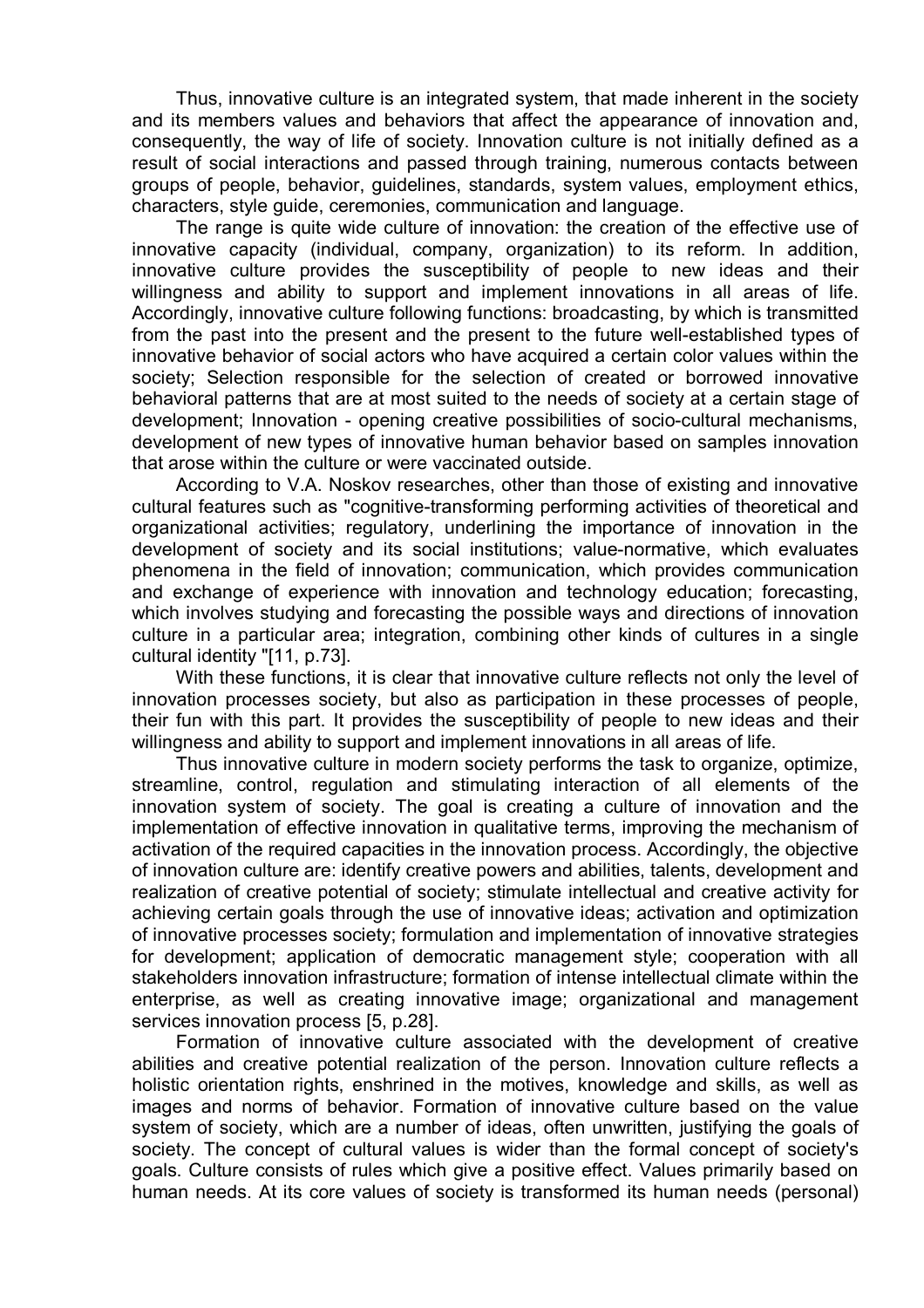Thus, innovative culture is an integrated system, that made inherent in the society and its members values and behaviors that affect the appearance of innovation and, consequently, the way of life of society. Innovation culture is not initially defined as a result of social interactions and passed through training, numerous contacts between groups of people, behavior, guidelines, standards, system values, employment ethics, characters, style guide, ceremonies, communication and language.

The range is quite wide culture of innovation: the creation of the effective use of innovative capacity (individual, company, organization) to its reform. In addition, innovative culture provides the susceptibility of people to new ideas and their willingness and ability to support and implement innovations in all areas of life. Accordingly, innovative culture following functions: broadcasting, by which is transmitted from the past into the present and the present to the future well-established types of innovative behavior of social actors who have acquired a certain color values within the society; Selection responsible for the selection of created or borrowed innovative behavioral patterns that are at most suited to the needs of society at a certain stage of development; Innovation - opening creative possibilities of socio-cultural mechanisms, development of new types of innovative human behavior based on samples innovation that arose within the culture or were vaccinated outside.

According to V.A. Noskov researches, other than those of existing and innovative cultural features such as "cognitive-transforming performing activities of theoretical and organizational activities; regulatory, underlining the importance of innovation in the development of society and its social institutions; value-normative, which evaluates phenomena in the field of innovation; communication, which provides communication and exchange of experience with innovation and technology education; forecasting, which involves studying and forecasting the possible ways and directions of innovation culture in a particular area; integration, combining other kinds of cultures in a single cultural identity "[11, p.73].

With these functions, it is clear that innovative culture reflects not only the level of innovation processes society, but also as participation in these processes of people, their fun with this part. It provides the susceptibility of people to new ideas and their willingness and ability to support and implement innovations in all areas of life.

Thus innovative culture in modern society performs the task to organize, optimize, streamline, control, regulation and stimulating interaction of all elements of the innovation system of society. The goal is creating a culture of innovation and the implementation of effective innovation in qualitative terms, improving the mechanism of activation of the required capacities in the innovation process. Accordingly, the objective of innovation culture are: identify creative powers and abilities, talents, development and realization of creative potential of society; stimulate intellectual and creative activity for achieving certain goals through the use of innovative ideas; activation and optimization of innovative processes society; formulation and implementation of innovative strategies for development; application of democratic management style; cooperation with all stakeholders innovation infrastructure; formation of intense intellectual climate within the enterprise, as well as creating innovative image; organizational and management services innovation process [5, p.28].

Formation of innovative culture associated with the development of creative abilities and creative potential realization of the person. Innovation culture reflects a holistic orientation rights, enshrined in the motives, knowledge and skills, as well as images and norms of behavior. Formation of innovative culture based on the value system of society, which are a number of ideas, often unwritten, justifying the goals of society. The concept of cultural values is wider than the formal concept of society's goals. Culture consists of rules which give a positive effect. Values primarily based on human needs. At its core values of society is transformed its human needs (personal)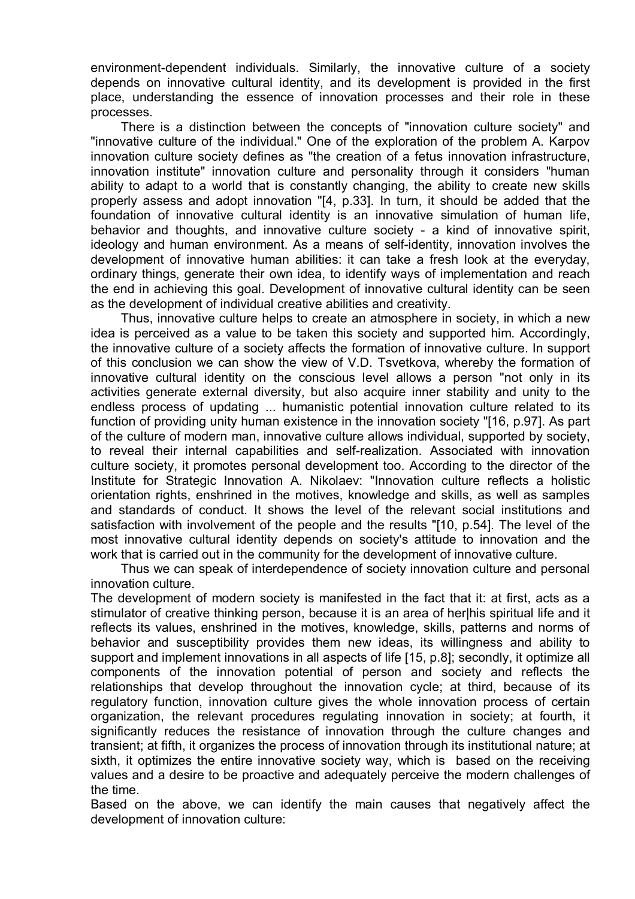environment-dependent individuals. Similarly, the innovative culture of a society depends on innovative cultural identity, and its development is provided in the first place, understanding the essence of innovation processes and their role in these processes.

There is a distinction between the concepts of "innovation culture society" and "innovative culture of the individual." One of the exploration of the problem A. Karpov innovation culture society defines as "the creation of a fetus innovation infrastructure, innovation institute" innovation culture and personality through it considers "human ability to adapt to a world that is constantly changing, the ability to create new skills properly assess and adopt innovation "[4, p.33]. In turn, it should be added that the foundation of innovative cultural identity is an innovative simulation of human life, behavior and thoughts, and innovative culture society - a kind of innovative spirit, ideology and human environment. As a means of self-identity, innovation involves the development of innovative human abilities: it can take a fresh look at the everyday, ordinary things, generate their own idea, to identify ways of implementation and reach the end in achieving this goal. Development of innovative cultural identity can be seen as the development of individual creative abilities and creativity.

Thus, innovative culture helps to create an atmosphere in society, in which a new idea is perceived as a value to be taken this society and supported him. Accordingly, the innovative culture of a society affects the formation of innovative culture. In support of this conclusion we can show the view of V.D. Tsvetkova, whereby the formation of innovative cultural identity on the conscious level allows a person "not only in its activities generate external diversity, but also acquire inner stability and unity to the endless process of updating ... humanistic potential innovation culture related to its function of providing unity human existence in the innovation society "[16, p.97]. As part of the culture of modern man, innovative culture allows individual, supported by society, to reveal their internal capabilities and self-realization. Associated with innovation culture society, it promotes personal development too. According to the director of the Institute for Strategic Innovation A. Nikolaev: "Innovation culture reflects a holistic orientation rights, enshrined in the motives, knowledge and skills, as well as samples and standards of conduct. It shows the level of the relevant social institutions and satisfaction with involvement of the people and the results "[10, p.54]. The level of the most innovative cultural identity depends on society's attitude to innovation and the work that is carried out in the community for the development of innovative culture.

Thus we can speak of interdependence of society innovation culture and personal innovation culture.

The development of modern society is manifested in the fact that it: at first, acts as a stimulator of creative thinking person, because it is an area of her|his spiritual life and it reflects its values, enshrined in the motives, knowledge, skills, patterns and norms of behavior and susceptibility provides them new ideas, its willingness and ability to support and implement innovations in all aspects of life [15, p.8]; secondly, it optimize all components of the innovation potential of person and society and reflects the relationships that develop throughout the innovation cycle; at third, because of its regulatory function, innovation culture gives the whole innovation process of certain organization, the relevant procedures regulating innovation in society; at fourth, it significantly reduces the resistance of innovation through the culture changes and transient; at fifth, it organizes the process of innovation through its institutional nature; at sixth, it optimizes the entire innovative society way, which is based on the receiving values and a desire to be proactive and adequately perceive the modern challenges of the time.

Based on the above, we can identify the main causes that negatively affect the development of innovation culture: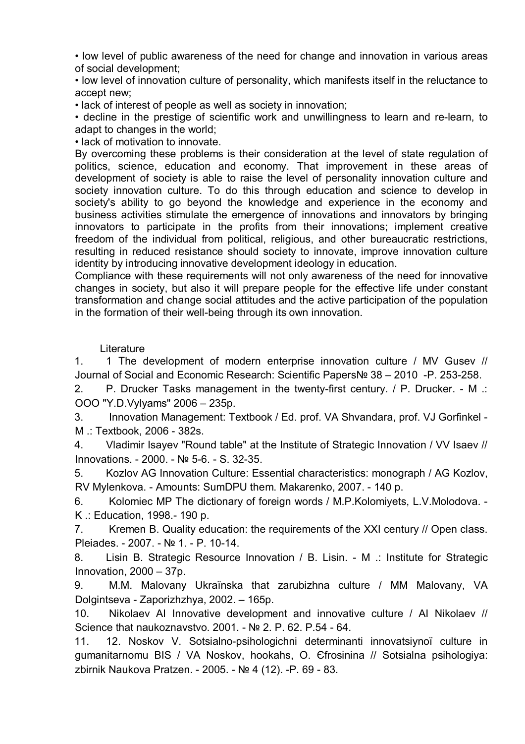• low level of public awareness of the need for change and innovation in various areas of social development;

• low level of innovation culture of personality, which manifests itself in the reluctance to accept new;

• lack of interest of people as well as society in innovation;

• decline in the prestige of scientific work and unwillingness to learn and re-learn, to adapt to changes in the world;

• lack of motivation to innovate.

By overcoming these problems is their consideration at the level of state regulation of politics, science, education and economy. That improvement in these areas of development of society is able to raise the level of personality innovation culture and society innovation culture. To do this through education and science to develop in society's ability to go beyond the knowledge and experience in the economy and business activities stimulate the emergence of innovations and innovators by bringing innovators to participate in the profits from their innovations; implement creative freedom of the individual from political, religious, and other bureaucratic restrictions, resulting in reduced resistance should society to innovate, improve innovation culture identity by introducing innovative development ideology in education.

Compliance with these requirements will not only awareness of the need for innovative changes in society, but also it will prepare people for the effective life under constant transformation and change social attitudes and the active participation of the population in the formation of their well-being through its own innovation.

Literature

1. 1 The development of modern enterprise innovation culture / MV Gusev // Journal of Social and Economic Research: Scientific Papers№ 38 – 2010 -P. 253-258.
2. P. Drucker Tasks management in the twenty-first century. / P. Drucker. - M .: OOO "Y.D.Vylyams" 2006 – 235p.
3. Innovation Management: Textbook / Ed. prof. VA Shvandara, prof. VJ Gorfinkel - M .: Textbook, 2006 - 382s.
4. Vladimir Isayev "Round table" at the Institute of Strategic Innovation / VV Isaev // Innovations. - 2000. - № 5-6. - S. 32-35.
5. Kozlov AG Innovation Culture: Essential characteristics: monograph / AG Kozlov, RV Mylenkova. - Amounts: SumDPU them. Makarenko, 2007. - 140 p.
6. Kolomiec MP The dictionary of foreign words / M.P.Kolomiyets, L.V.Molodova. - K .: Education, 1998.- 190 p.
7. Kremen B. Quality education: the requirements of the XXI century // Open class. Pleiades. - 2007. - № 1. - P. 10-14.
8. Lisin B. Strategic Resource Innovation / B. Lisin. - M .: Institute for Strategic Innovation, 2000 – 37p.
9. M.M. Malovany Ukraïnska that zarubizhna culture / MM Malovany, VA Dolgintseva - Zaporizhzhya, 2002. – 165p.
10. Nikolaev AI Innovative development and innovative culture / AI Nikolaev // Science that naukoznavstvo. 2001. - № 2. P. 62. P.54 - 64.
11. 12. Noskov V. Sotsialno-psihologichni determinanti innovatsiynoï culture in gumanitarnomu BIS / VA Noskov, hookahs, O. Єfrosinina // Sotsialna psihologiya: zbirnik Naukova Pratzen. - 2005. - № 4 (12). -P. 69 - 83.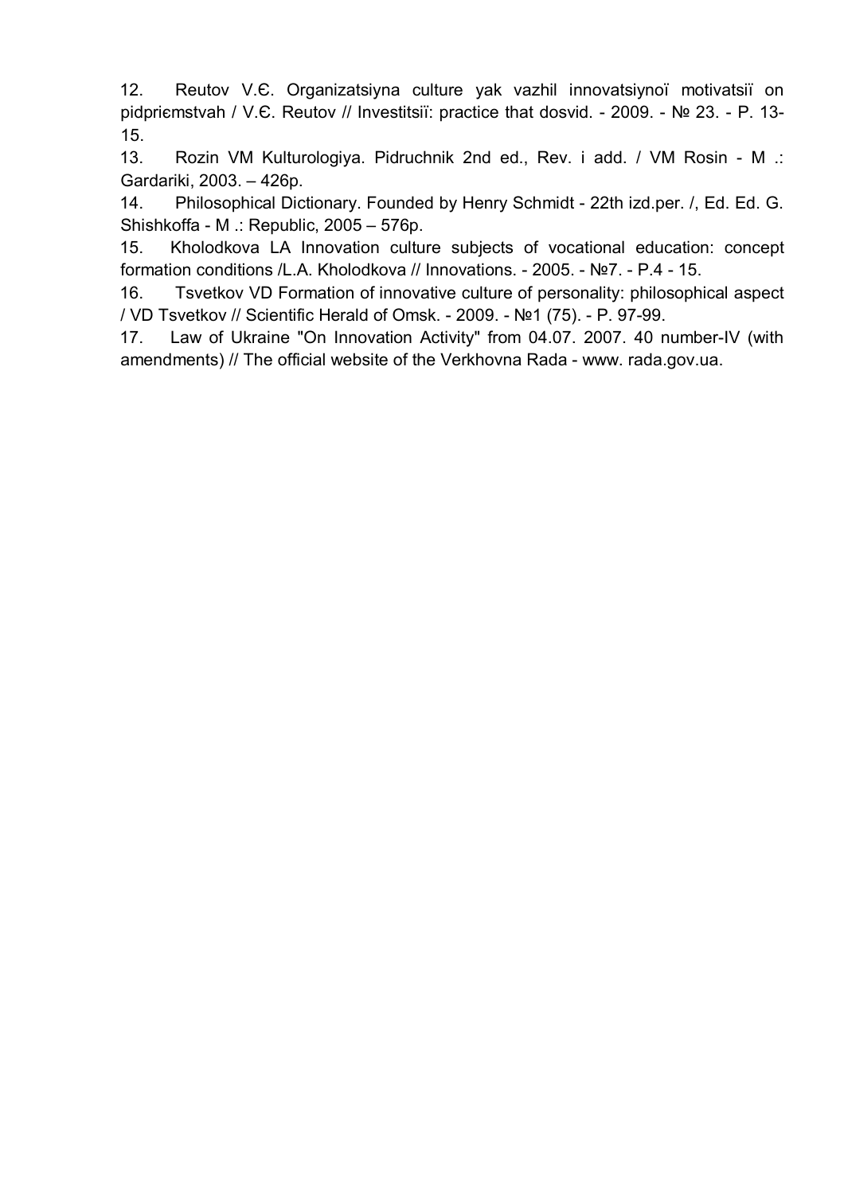12. Reutov V.Є. Organizatsiyna culture yak vazhil innovatsiynoї motivatsiї on pidpriєmstvah / V.Є. Reutov // Investitsiї: practice that dosvid. - 2009. - № 23. - P. 13-15.

13. Rozin VM Kulturologiya. Pidruchnik 2nd ed., Rev. i add. / VM Rosin - M .: Gardariki, 2003. – 426p.

14. Philosophical Dictionary. Founded by Henry Schmidt - 22th izd.per. /, Ed. Ed. G. Shishkoffa - M .: Republic, 2005 – 576p.

15. Kholodkova LA Innovation culture subjects of vocational education: concept formation conditions /L.A. Kholodkova // Innovations. - 2005. - №7. - P.4 - 15.

16. Tsvetkov VD Formation of innovative culture of personality: philosophical aspect / VD Tsvetkov // Scientific Herald of Omsk. - 2009. - №1 (75). - P. 97-99.

17. Law of Ukraine "On Innovation Activity" from 04.07. 2007. 40 number-IV (with amendments) // The official website of the Verkhovna Rada - www. rada.gov.ua.